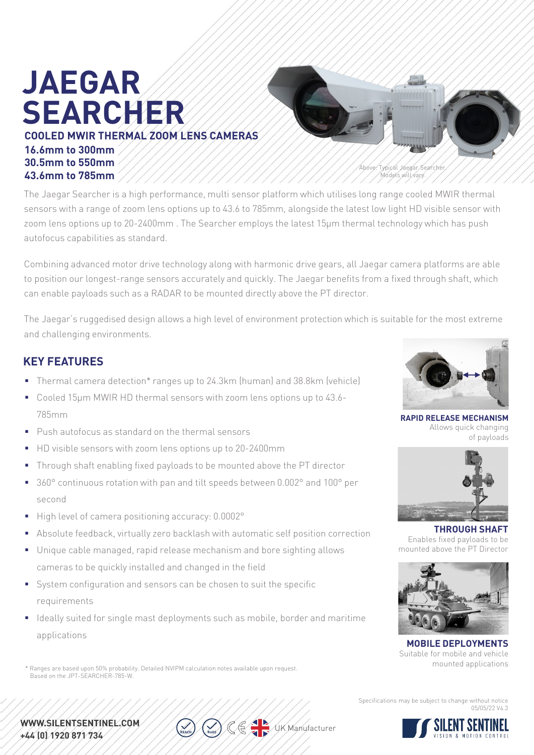# JAEGAR SEARCHER

## COOLED MWIR THERMAL ZOOM LENS CAMERAS

**16.6mm to 300mm**
**30.5mm to 550mm**
**43.6mm to 785mm**

Above: Typical Jaegar Searcher. Models will vary.

The Jaegar Searcher is a high performance, multi sensor platform which utilises long range cooled MWIR thermal sensors with a range of zoom lens options up to 43.6 to 785mm, alongside the latest low light HD visible sensor with zoom lens options up to 20-2400mm . The Searcher employs the latest 15μm thermal technology which has push autofocus capabilities as standard.

Combining advanced motor drive technology along with harmonic drive gears, all Jaegar camera platforms are able to position our longest-range sensors accurately and quickly. The Jaegar benefits from a fixed through shaft, which can enable payloads such as a RADAR to be mounted directly above the PT director.

The Jaegar's ruggedised design allows a high level of environment protection which is suitable for the most extreme and challenging environments.

## KEY FEATURES

- Thermal camera detection* ranges up to 24.3km (human) and 38.8km (vehicle)
- Cooled 15μm MWIR HD thermal sensors with zoom lens options up to 43.6-785mm
- Push autofocus as standard on the thermal sensors
- HD visible sensors with zoom lens options up to 20-2400mm
- Through shaft enabling fixed payloads to be mounted above the PT director
- 360° continuous rotation with pan and tilt speeds between 0.002° and 100° per second
- High level of camera positioning accuracy: 0.0002°
- Absolute feedback, virtually zero backlash with automatic self position correction
- Unique cable managed, rapid release mechanism and bore sighting allows cameras to be quickly installed and changed in the field
- System configuration and sensors can be chosen to suit the specific requirements
- Ideally suited for single mast deployments such as mobile, border and maritime applications

**RAPID RELEASE MECHANISM**
Allows quick changing of payloads

**THROUGH SHAFT**
Enables fixed payloads to be mounted above the PT Director

**MOBILE DEPLOYMENTS**
Suitable for mobile and vehicle mounted applications

\* Ranges are based upon 50% probability. Detailed NVIPM calculation notes available upon request. Based on the JPT-SEARCHER-785-W.

Specifications may be subject to change without notice
05/05/22 V4.3

**WWW.SILENTSENTINEL.COM**
**+44 (0) 1920 871 734**

REACH RoHS CE UK Manufacturer

SILENT SENTINEL VISION & MOTION CONTROL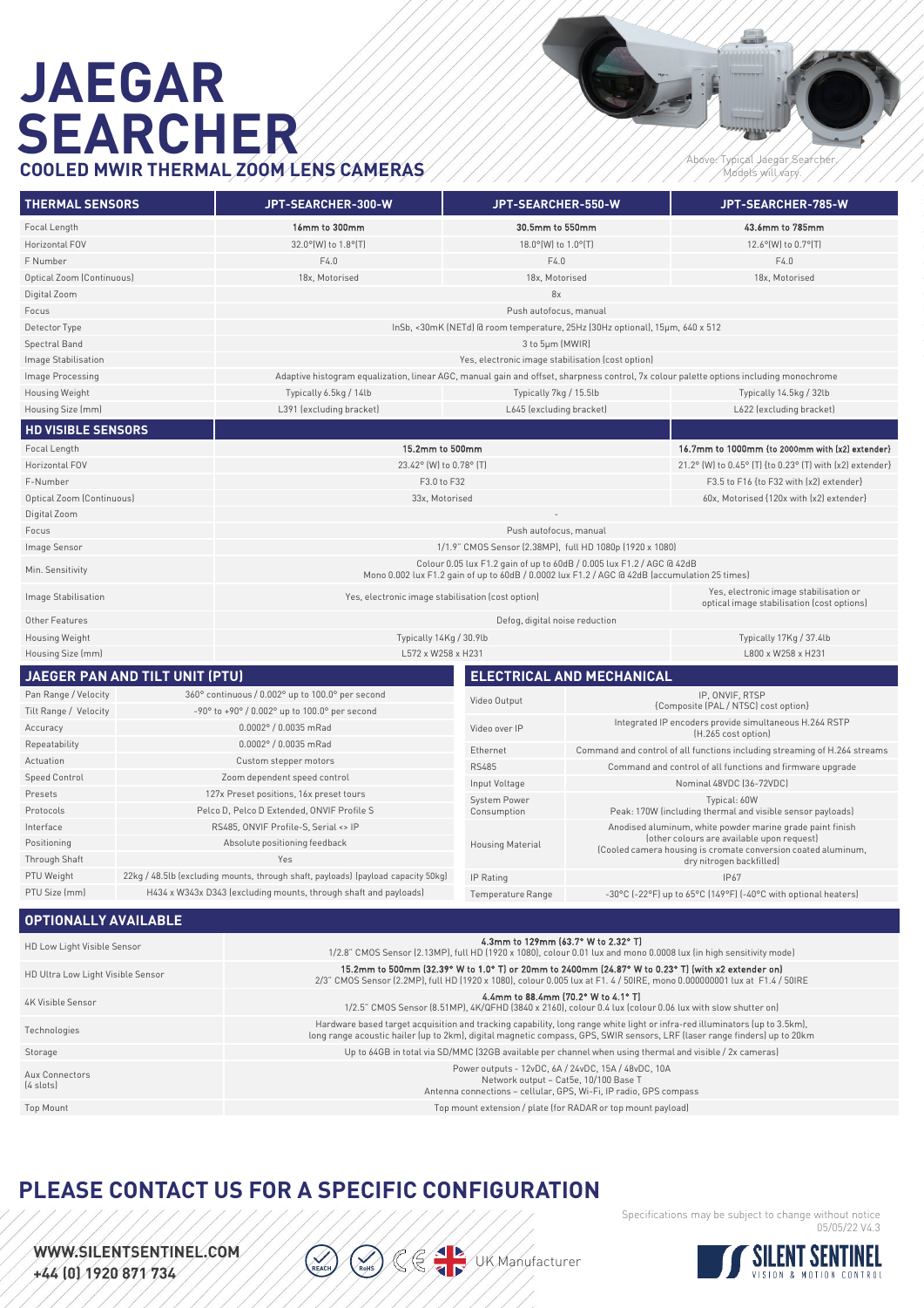# JAEGAR SEARCHER

## COOLED MWIR THERMAL ZOOM LENS CAMERAS

Above: Typical Jaegar Searcher. Models will vary.

| THERMAL SENSORS | JPT-SEARCHER-300-W | JPT-SEARCHER-550-W | JPT-SEARCHER-785-W |
|---|---|---|---|
| Focal Length | **16mm to 300mm** | **30.5mm to 550mm** | **43.6mm to 785mm** |
| Horizontal FOV | 32.0°(W) to 1.8°(T) | 18.0°(W) to 1.0°(T) | 12.6°(W) to 0.7°(T) |
| F Number | F4.0 | F4.0 | F4.0 |
| Optical Zoom (Continuous) | 18x, Motorised | 18x, Motorised | 18x, Motorised |
| Digital Zoom | 8x | | |
| Focus | Push autofocus, manual | | |
| Detector Type | InSb, <30mK (NETd) @ room temperature, 25Hz (30Hz optional), 15µm, 640 x 512 | | |
| Spectral Band | 3 to 5µm (MWIR) | | |
| Image Stabilisation | Yes, electronic image stabilisation (cost option) | | |
| Image Processing | Adaptive histogram equalization, linear AGC, manual gain and offset, sharpness control, 7x colour palette options including monochrome | | |
| Housing Weight | Typically 6.5kg / 14lb | Typically 7kg / 15.5lb | Typically 14.5kg / 32lb |
| Housing Size (mm) | L391 (excluding bracket) | L645 (excluding bracket) | L622 (excluding bracket) |

| HD VISIBLE SENSORS | | |
|---|---|---|
| Focal Length | **15.2mm to 500mm** | **16.7mm to 1000mm (to 2000mm with (x2) extender)** |
| Horizontal FOV | 23.42° (W) to 0.78° (T) | 21.2° (W) to 0.45° (T) (to 0.23° (T) with (x2) extender) |
| F-Number | F3.0 to F32 | F3.5 to F16 (to F32 with (x2) extender) |
| Optical Zoom (Continuous) | 33x, Motorised | 60x, Motorised (120x with (x2) extender) |
| Digital Zoom | - | |
| Focus | Push autofocus, manual | |
| Image Sensor | 1/1.9" CMOS Sensor (2.38MP), full HD 1080p (1920 x 1080) | |
| Min. Sensitivity | Colour 0.05 lux F1.2 gain of up to 60dB / 0.005 lux F1.2 / AGC @ 42dB<br>Mono 0.002 lux F1.2 gain of up to 60dB / 0.0002 lux F1.2 / AGC @ 42dB (accumulation 25 times) | |
| Image Stabilisation | Yes, electronic image stabilisation (cost option) | Yes, electronic image stabilisation or optical image stabilisation (cost options) |
| Other Features | Defog, digital noise reduction | |
| Housing Weight | Typically 14Kg / 30.9lb | Typically 17Kg / 37.4lb |
| Housing Size (mm) | L572 x W258 x H231 | L800 x W258 x H231 |

| JAEGER PAN AND TILT UNIT (PTU) | |
|---|---|
| Pan Range / Velocity | 360° continuous / 0.002° up to 100.0° per second |
| Tilt Range / Velocity | -90° to +90° / 0.002° up to 100.0° per second |
| Accuracy | 0.0002° / 0.0035 mRad |
| Repeatability | 0.0002° / 0.0035 mRad |
| Actuation | Custom stepper motors |
| Speed Control | Zoom dependent speed control |
| Presets | 127x Preset positions, 16x preset tours |
| Protocols | Pelco D, Pelco D Extended, ONVIF Profile S |
| Interface | RS485, ONVIF Profile-S, Serial <> IP |
| Positioning | Absolute positioning feedback |
| Through Shaft | Yes |
| PTU Weight | 22kg / 48.5lb (excluding mounts, through shaft, payloads) (payload capacity 50kg) |
| PTU Size (mm) | H434 x W343x D343 (excluding mounts, through shaft and payloads) |

| ELECTRICAL AND MECHANICAL | |
|---|---|
| Video Output | IP, ONVIF, RTSP<br>(Composite (PAL / NTSC) cost option) |
| Video over IP | Integrated IP encoders provide simultaneous H.264 RSTP<br>(H.265 cost option) |
| Ethernet | Command and control of all functions including streaming of H.264 streams |
| RS485 | Command and control of all functions and firmware upgrade |
| Input Voltage | Nominal 48VDC (36-72VDC) |
| System Power Consumption | Typical: 60W<br>Peak: 170W (including thermal and visible sensor payloads) |
| Housing Material | Anodised aluminum, white powder marine grade paint finish<br>(other colours are available upon request)<br>(Cooled camera housing is cromate conversion coated aluminum, dry nitrogen backfilled) |
| IP Rating | IP67 |
| Temperature Range | -30°C (-22°F) up to 65°C (149°F) (-40°C with optional heaters) |

| OPTIONALLY AVAILABLE | |
|---|---|
| HD Low Light Visible Sensor | **4.3mm to 129mm (63.7° W to 2.32° T)**<br>1/2.8" CMOS Sensor (2.13MP), full HD (1920 x 1080), colour 0.01 lux and mono 0.0008 lux (in high sensitivity mode) |
| HD Ultra Low Light Visible Sensor | **15.2mm to 500mm (32.39° W to 1.0° T) or 20mm to 2400mm (24.87° W to 0.23° T) (with x2 extender on)**<br>2/3" CMOS Sensor (2.2MP), full HD (1920 x 1080), colour 0.005 lux at F1. 4 / 50IRE, mono 0.000000001 lux at F1.4 / 50IRE |
| 4K Visible Sensor | **4.4mm to 88.4mm (70.2° W to 4.1° T)**<br>1/2.5" CMOS Sensor (8.51MP), 4K/QFHD (3840 x 2160), colour 0.4 lux (colour 0.06 lux with slow shutter on) |
| Technologies | Hardware based target acquisition and tracking capability, long range white light or infra-red illuminators (up to 3.5km),<br>long range acoustic hailer (up to 2km), digital magnetic compass, GPS, SWIR sensors, LRF (laser range finders) up to 20km |
| Storage | Up to 64GB in total via SD/MMC (32GB available per channel when using thermal and visible / 2x cameras) |
| Aux Connectors (4 slots) | Power outputs - 12vDC, 6A / 24vDC, 15A / 48vDC, 10A<br>Network output – Cat5e, 10/100 Base T<br>Antenna connections – cellular, GPS, Wi-Fi, IP radio, GPS compass |
| Top Mount | Top mount extension / plate (for RADAR or top mount payload) |

## PLEASE CONTACT US FOR A SPECIFIC CONFIGURATION

Specifications may be subject to change without notice
05/05/22 V4.3

**WWW.SILENTSENTINEL.COM**
**+44 (0) 1920 871 734**

REACH RoHS CE UK Manufacturer

SILENT SENTINEL
VISION & MOTION CONTROL